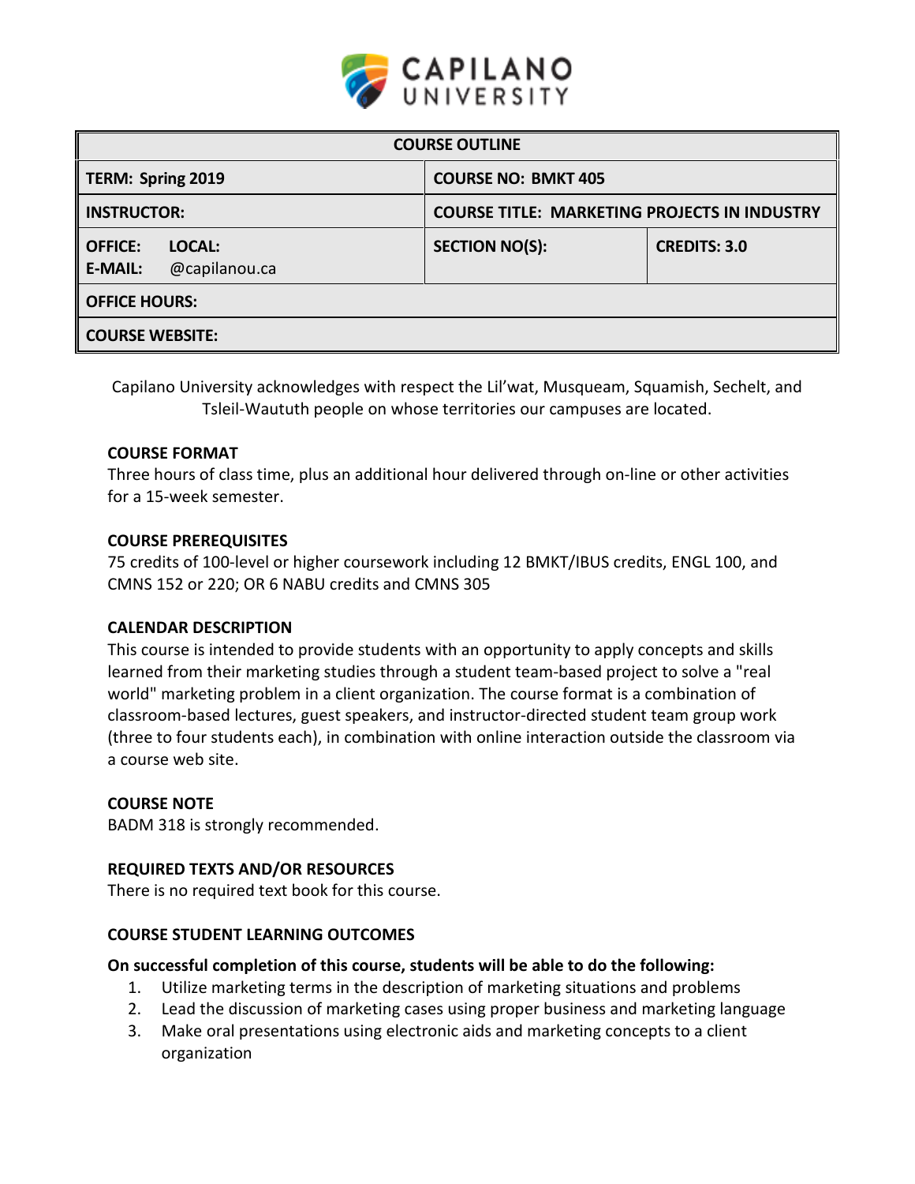| COURSE OUTLINE | | |
|---|---|---|
| **TERM: Spring 2019** | **COURSE NO: BMKT 405** | |
| **INSTRUCTOR:** | **COURSE TITLE: MARKETING PROJECTS IN INDUSTRY** | |
| **OFFICE:** **LOCAL:** <br> **E-MAIL:** @capilanou.ca | **SECTION NO(S):** | **CREDITS: 3.0** |
| **OFFICE HOURS:** | | |
| **COURSE WEBSITE:** | | |

Capilano University acknowledges with respect the Lil'wat, Musqueam, Squamish, Sechelt, and Tsleil-Waututh people on whose territories our campuses are located.

### COURSE FORMAT

Three hours of class time, plus an additional hour delivered through on-line or other activities for a 15-week semester.

### COURSE PREREQUISITES

75 credits of 100-level or higher coursework including 12 BMKT/IBUS credits, ENGL 100, and CMNS 152 or 220; OR 6 NABU credits and CMNS 305

### CALENDAR DESCRIPTION

This course is intended to provide students with an opportunity to apply concepts and skills learned from their marketing studies through a student team-based project to solve a "real world" marketing problem in a client organization. The course format is a combination of classroom-based lectures, guest speakers, and instructor-directed student team group work (three to four students each), in combination with online interaction outside the classroom via a course web site.

### COURSE NOTE

BADM 318 is strongly recommended.

### REQUIRED TEXTS AND/OR RESOURCES

There is no required text book for this course.

### COURSE STUDENT LEARNING OUTCOMES

**On successful completion of this course, students will be able to do the following:**

1. Utilize marketing terms in the description of marketing situations and problems
2. Lead the discussion of marketing cases using proper business and marketing language
3. Make oral presentations using electronic aids and marketing concepts to a client organization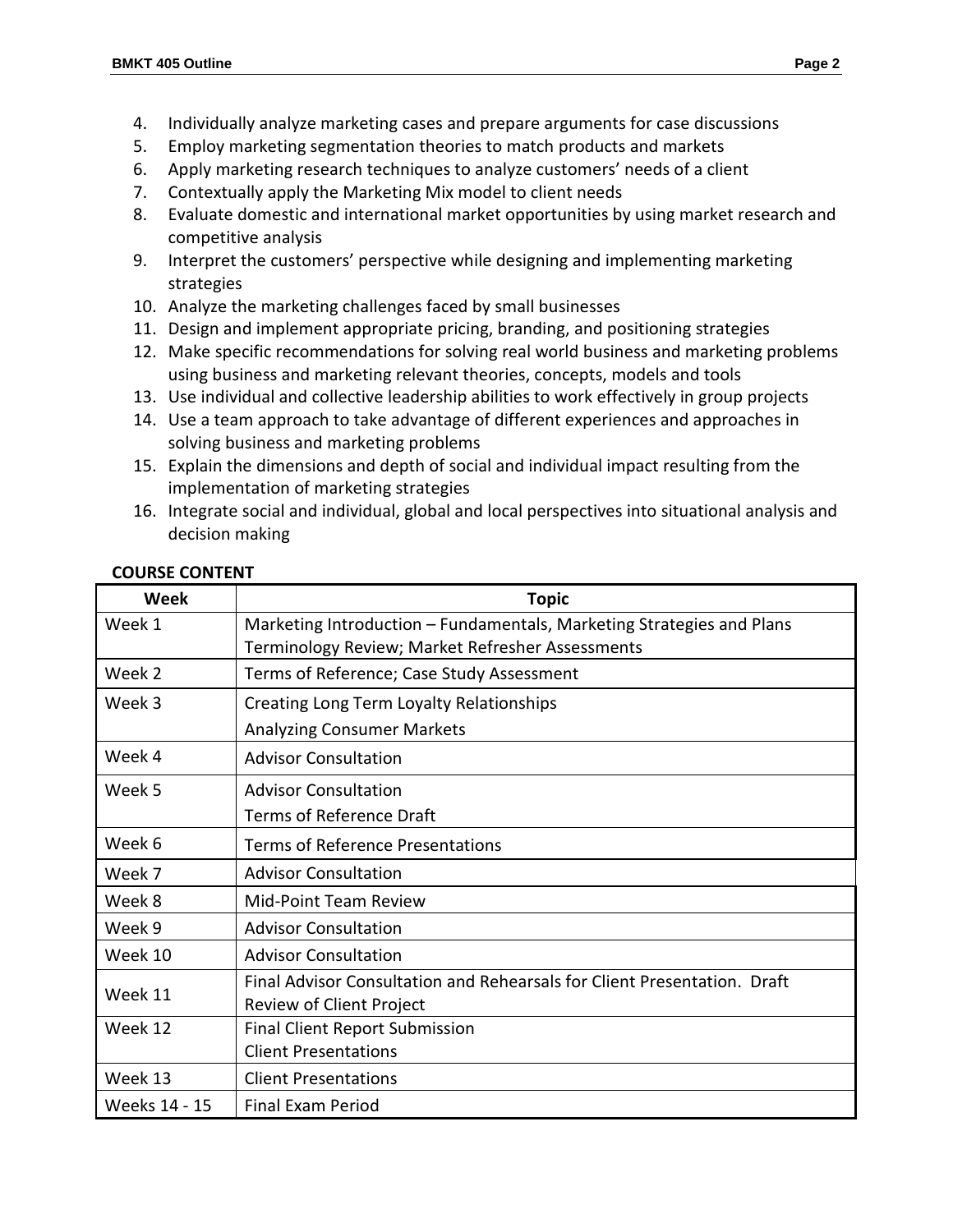4. Individually analyze marketing cases and prepare arguments for case discussions
5. Employ marketing segmentation theories to match products and markets
6. Apply marketing research techniques to analyze customers' needs of a client
7. Contextually apply the Marketing Mix model to client needs
8. Evaluate domestic and international market opportunities by using market research and competitive analysis
9. Interpret the customers' perspective while designing and implementing marketing strategies
10. Analyze the marketing challenges faced by small businesses
11. Design and implement appropriate pricing, branding, and positioning strategies
12. Make specific recommendations for solving real world business and marketing problems using business and marketing relevant theories, concepts, models and tools
13. Use individual and collective leadership abilities to work effectively in group projects
14. Use a team approach to take advantage of different experiences and approaches in solving business and marketing problems
15. Explain the dimensions and depth of social and individual impact resulting from the implementation of marketing strategies
16. Integrate social and individual, global and local perspectives into situational analysis and decision making

**COURSE CONTENT**

| Week | Topic |
|---|---|
| Week 1 | Marketing Introduction – Fundamentals, Marketing Strategies and Plans<br>Terminology Review; Market Refresher Assessments |
| Week 2 | Terms of Reference; Case Study Assessment |
| Week 3 | Creating Long Term Loyalty Relationships<br>Analyzing Consumer Markets |
| Week 4 | Advisor Consultation |
| Week 5 | Advisor Consultation<br>Terms of Reference Draft |
| Week 6 | Terms of Reference Presentations |
| Week 7 | Advisor Consultation |
| Week 8 | Mid-Point Team Review |
| Week 9 | Advisor Consultation |
| Week 10 | Advisor Consultation |
| Week 11 | Final Advisor Consultation and Rehearsals for Client Presentation. Draft Review of Client Project |
| Week 12 | Final Client Report Submission<br>Client Presentations |
| Week 13 | Client Presentations |
| Weeks 14 - 15 | Final Exam Period |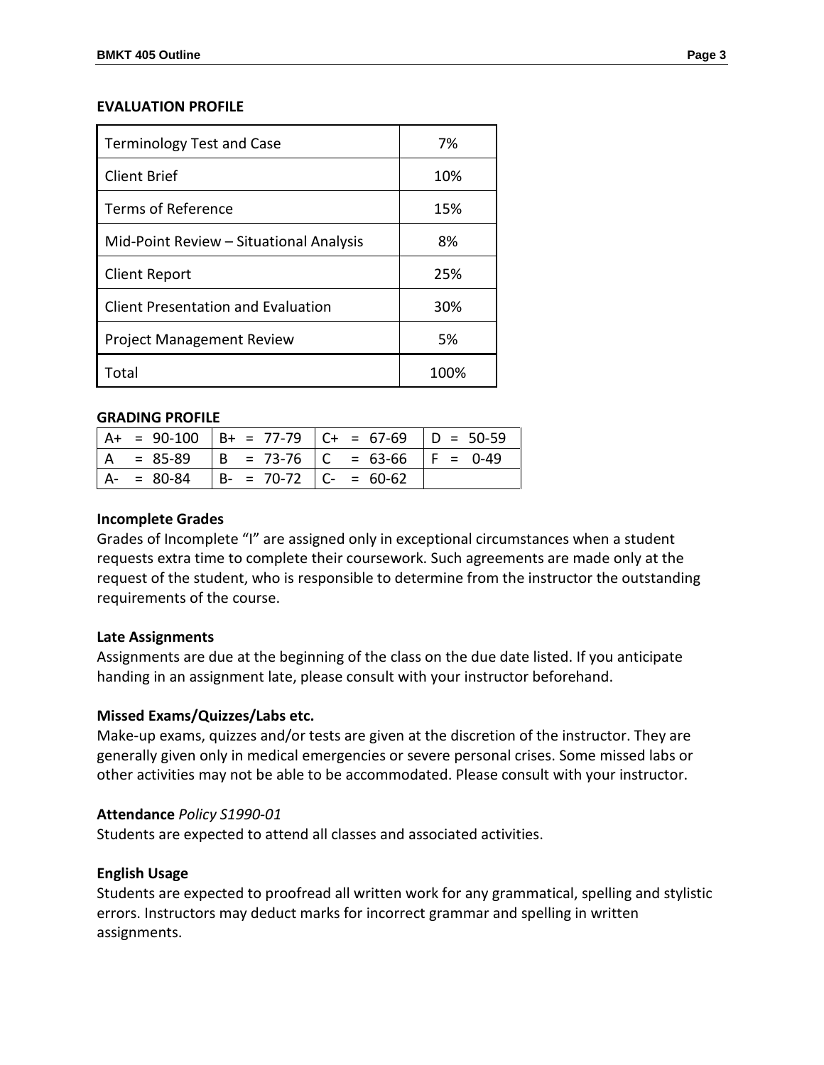**EVALUATION PROFILE**

| Component | Weight |
|---|---|
| Terminology Test and Case | 7% |
| Client Brief | 10% |
| Terms of Reference | 15% |
| Mid-Point Review – Situational Analysis | 8% |
| Client Report | 25% |
| Client Presentation and Evaluation | 30% |
| Project Management Review | 5% |
| Total | 100% |

**GRADING PROFILE**

| | | | |
|---|---|---|---|
| A+ = 90-100 | B+ = 77-79 | C+ = 67-69 | D = 50-59 |
| A = 85-89 | B = 73-76 | C = 63-66 | F = 0-49 |
| A- = 80-84 | B- = 70-72 | C- = 60-62 | |

**Incomplete Grades**
Grades of Incomplete "I" are assigned only in exceptional circumstances when a student requests extra time to complete their coursework. Such agreements are made only at the request of the student, who is responsible to determine from the instructor the outstanding requirements of the course.

**Late Assignments**
Assignments are due at the beginning of the class on the due date listed. If you anticipate handing in an assignment late, please consult with your instructor beforehand.

**Missed Exams/Quizzes/Labs etc.**
Make-up exams, quizzes and/or tests are given at the discretion of the instructor. They are generally given only in medical emergencies or severe personal crises. Some missed labs or other activities may not be able to be accommodated. Please consult with your instructor.

**Attendance** *Policy S1990-01*
Students are expected to attend all classes and associated activities.

**English Usage**
Students are expected to proofread all written work for any grammatical, spelling and stylistic errors. Instructors may deduct marks for incorrect grammar and spelling in written assignments.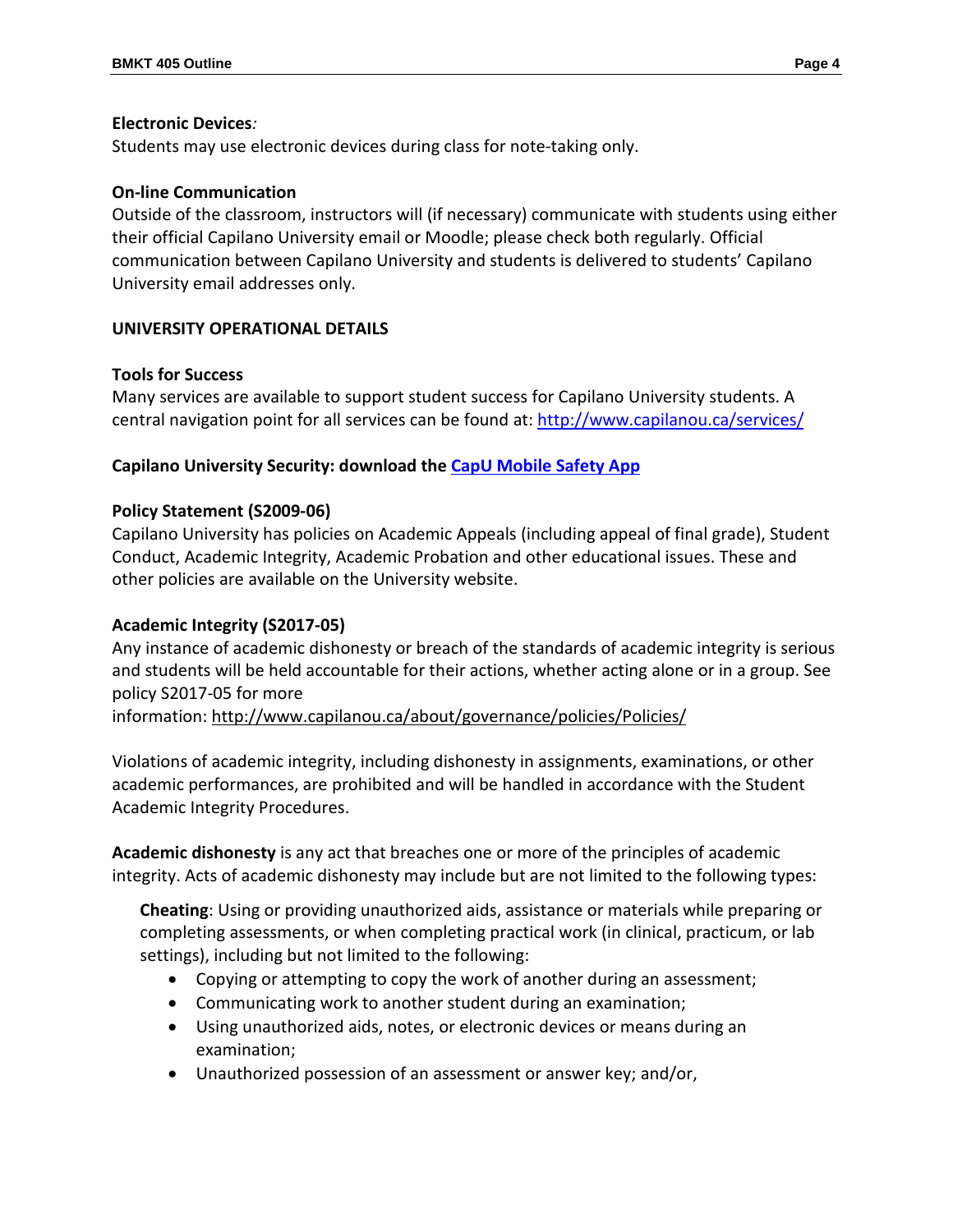**Electronic Devices***:*
Students may use electronic devices during class for note-taking only.

**On-line Communication**
Outside of the classroom, instructors will (if necessary) communicate with students using either their official Capilano University email or Moodle; please check both regularly. Official communication between Capilano University and students is delivered to students' Capilano University email addresses only.

## UNIVERSITY OPERATIONAL DETAILS

**Tools for Success**
Many services are available to support student success for Capilano University students. A central navigation point for all services can be found at: [http://www.capilanou.ca/services/](http://www.capilanou.ca/services/)

**Capilano University Security: download the CapU Mobile Safety App**

**Policy Statement (S2009-06)**
Capilano University has policies on Academic Appeals (including appeal of final grade), Student Conduct, Academic Integrity, Academic Probation and other educational issues. These and other policies are available on the University website.

**Academic Integrity (S2017-05)**
Any instance of academic dishonesty or breach of the standards of academic integrity is serious and students will be held accountable for their actions, whether acting alone or in a group. See policy S2017-05 for more information: http://www.capilanou.ca/about/governance/policies/Policies/

Violations of academic integrity, including dishonesty in assignments, examinations, or other academic performances, are prohibited and will be handled in accordance with the Student Academic Integrity Procedures.

**Academic dishonesty** is any act that breaches one or more of the principles of academic integrity. Acts of academic dishonesty may include but are not limited to the following types:

**Cheating**: Using or providing unauthorized aids, assistance or materials while preparing or completing assessments, or when completing practical work (in clinical, practicum, or lab settings), including but not limited to the following:

- Copying or attempting to copy the work of another during an assessment;
- Communicating work to another student during an examination;
- Using unauthorized aids, notes, or electronic devices or means during an examination;
- Unauthorized possession of an assessment or answer key; and/or,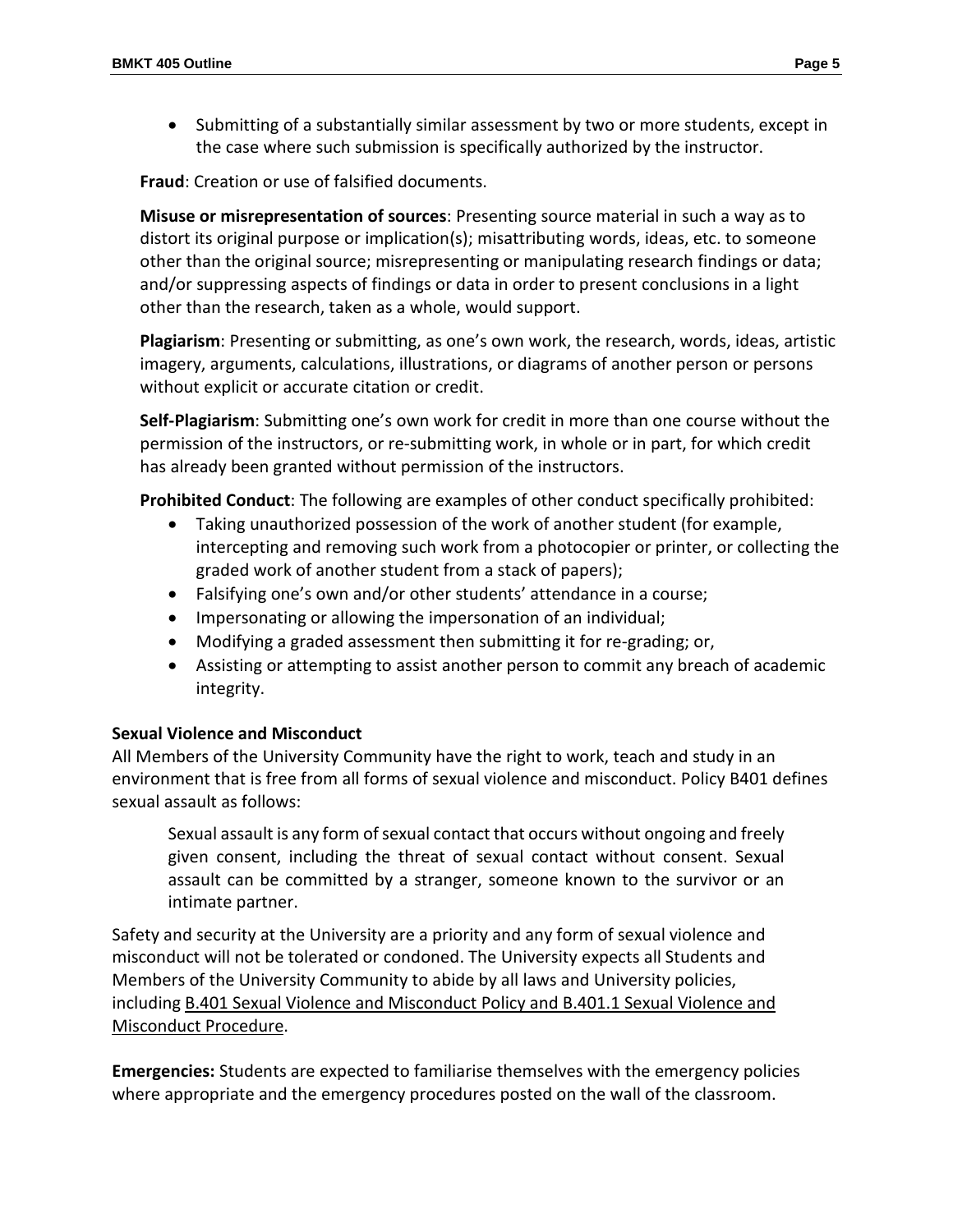- Submitting of a substantially similar assessment by two or more students, except in the case where such submission is specifically authorized by the instructor.

**Fraud**: Creation or use of falsified documents.

**Misuse or misrepresentation of sources**: Presenting source material in such a way as to distort its original purpose or implication(s); misattributing words, ideas, etc. to someone other than the original source; misrepresenting or manipulating research findings or data; and/or suppressing aspects of findings or data in order to present conclusions in a light other than the research, taken as a whole, would support.

**Plagiarism**: Presenting or submitting, as one's own work, the research, words, ideas, artistic imagery, arguments, calculations, illustrations, or diagrams of another person or persons without explicit or accurate citation or credit.

**Self-Plagiarism**: Submitting one's own work for credit in more than one course without the permission of the instructors, or re-submitting work, in whole or in part, for which credit has already been granted without permission of the instructors.

**Prohibited Conduct**: The following are examples of other conduct specifically prohibited:

- Taking unauthorized possession of the work of another student (for example, intercepting and removing such work from a photocopier or printer, or collecting the graded work of another student from a stack of papers);
- Falsifying one's own and/or other students' attendance in a course;
- Impersonating or allowing the impersonation of an individual;
- Modifying a graded assessment then submitting it for re-grading; or,
- Assisting or attempting to assist another person to commit any breach of academic integrity.

**Sexual Violence and Misconduct**

All Members of the University Community have the right to work, teach and study in an environment that is free from all forms of sexual violence and misconduct. Policy B401 defines sexual assault as follows:

> Sexual assault is any form of sexual contact that occurs without ongoing and freely given consent, including the threat of sexual contact without consent. Sexual assault can be committed by a stranger, someone known to the survivor or an intimate partner.

Safety and security at the University are a priority and any form of sexual violence and misconduct will not be tolerated or condoned. The University expects all Students and Members of the University Community to abide by all laws and University policies, including B.401 Sexual Violence and Misconduct Policy and B.401.1 Sexual Violence and Misconduct Procedure.

**Emergencies:** Students are expected to familiarise themselves with the emergency policies where appropriate and the emergency procedures posted on the wall of the classroom.